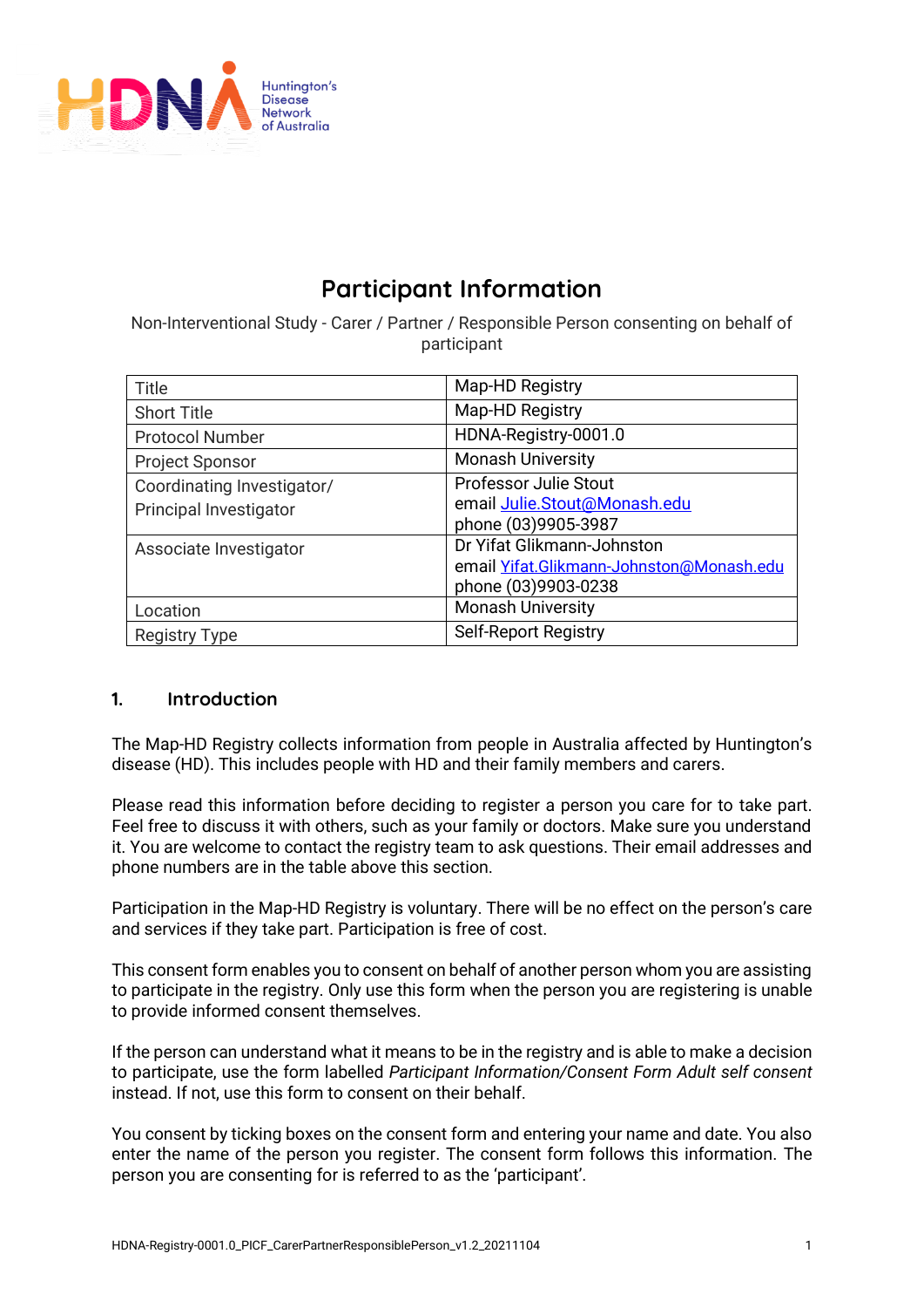# Participant Information

Non-Interventional Study - Carer / Partner / Responsible Person consenting on behalf of participant

| Title | Map-HD Registry |
|---|---|
| Short Title | Map-HD Registry |
| Protocol Number | HDNA-Registry-0001.0 |
| Project Sponsor | Monash University |
| Coordinating Investigator/ Principal Investigator | Professor Julie Stout<br>email Julie.Stout@Monash.edu<br>phone (03)9905-3987 |
| Associate Investigator | Dr Yifat Glikmann-Johnston<br>email Yifat.Glikmann-Johnston@Monash.edu<br>phone (03)9903-0238 |
| Location | Monash University |
| Registry Type | Self-Report Registry |

## 1. Introduction

The Map-HD Registry collects information from people in Australia affected by Huntington's disease (HD). This includes people with HD and their family members and carers.

Please read this information before deciding to register a person you care for to take part. Feel free to discuss it with others, such as your family or doctors. Make sure you understand it. You are welcome to contact the registry team to ask questions. Their email addresses and phone numbers are in the table above this section.

Participation in the Map-HD Registry is voluntary. There will be no effect on the person's care and services if they take part. Participation is free of cost.

This consent form enables you to consent on behalf of another person whom you are assisting to participate in the registry. Only use this form when the person you are registering is unable to provide informed consent themselves.

If the person can understand what it means to be in the registry and is able to make a decision to participate, use the form labelled *Participant Information/Consent Form Adult self consent* instead. If not, use this form to consent on their behalf.

You consent by ticking boxes on the consent form and entering your name and date. You also enter the name of the person you register. The consent form follows this information. The person you are consenting for is referred to as the 'participant'.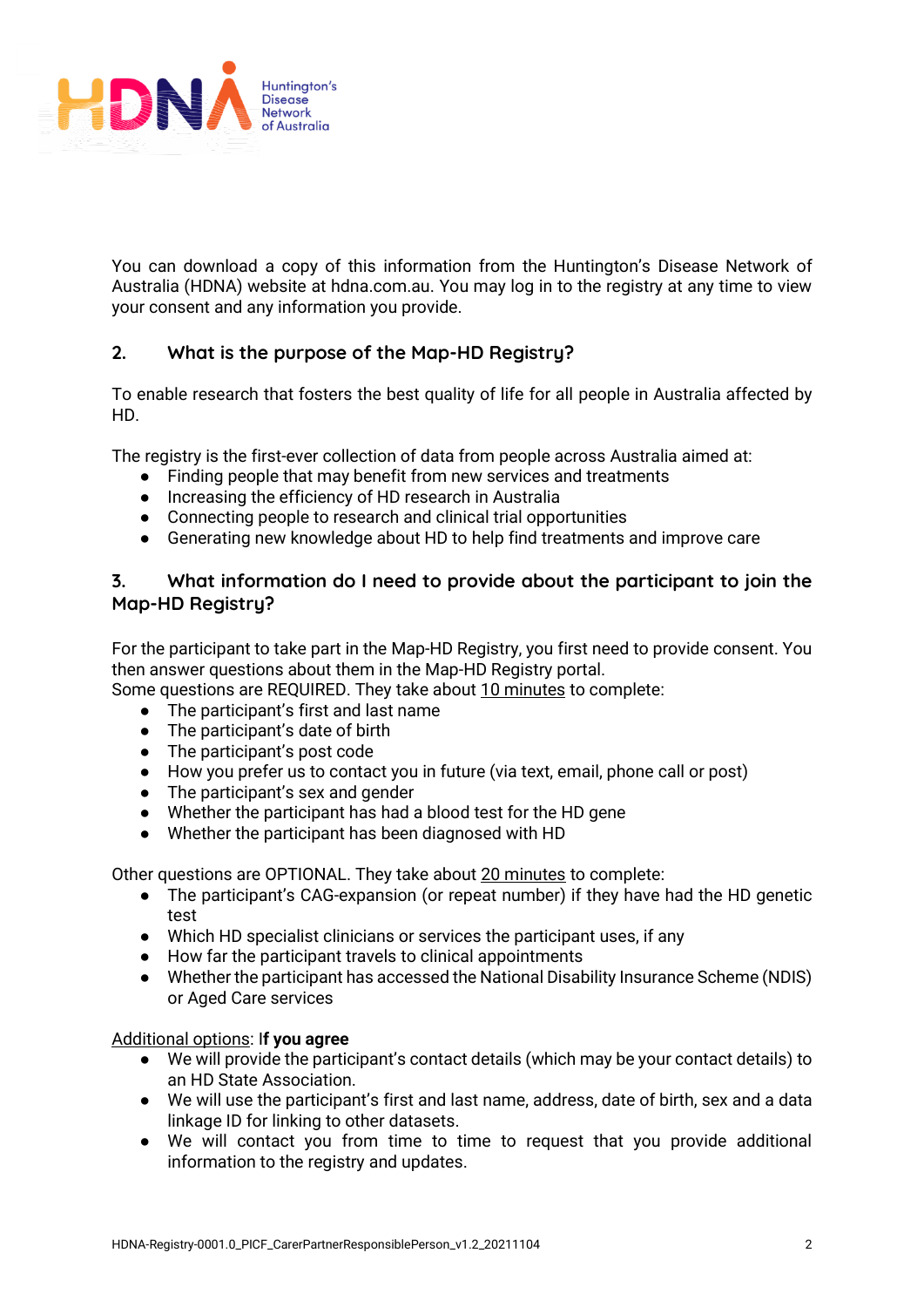You can download a copy of this information from the Huntington's Disease Network of Australia (HDNA) website at hdna.com.au. You may log in to the registry at any time to view your consent and any information you provide.

## 2. What is the purpose of the Map-HD Registry?

To enable research that fosters the best quality of life for all people in Australia affected by HD.

The registry is the first-ever collection of data from people across Australia aimed at:

- Finding people that may benefit from new services and treatments
- Increasing the efficiency of HD research in Australia
- Connecting people to research and clinical trial opportunities
- Generating new knowledge about HD to help find treatments and improve care

## 3. What information do I need to provide about the participant to join the Map-HD Registry?

For the participant to take part in the Map-HD Registry, you first need to provide consent. You then answer questions about them in the Map-HD Registry portal.
Some questions are REQUIRED. They take about <u>10 minutes</u> to complete:

- The participant's first and last name
- The participant's date of birth
- The participant's post code
- How you prefer us to contact you in future (via text, email, phone call or post)
- The participant's sex and gender
- Whether the participant has had a blood test for the HD gene
- Whether the participant has been diagnosed with HD

Other questions are OPTIONAL. They take about <u>20 minutes</u> to complete:

- The participant's CAG-expansion (or repeat number) if they have had the HD genetic test
- Which HD specialist clinicians or services the participant uses, if any
- How far the participant travels to clinical appointments
- Whether the participant has accessed the National Disability Insurance Scheme (NDIS) or Aged Care services

<u>Additional options</u>: I**f you agree**

- We will provide the participant's contact details (which may be your contact details) to an HD State Association.
- We will use the participant's first and last name, address, date of birth, sex and a data linkage ID for linking to other datasets.
- We will contact you from time to time to request that you provide additional information to the registry and updates.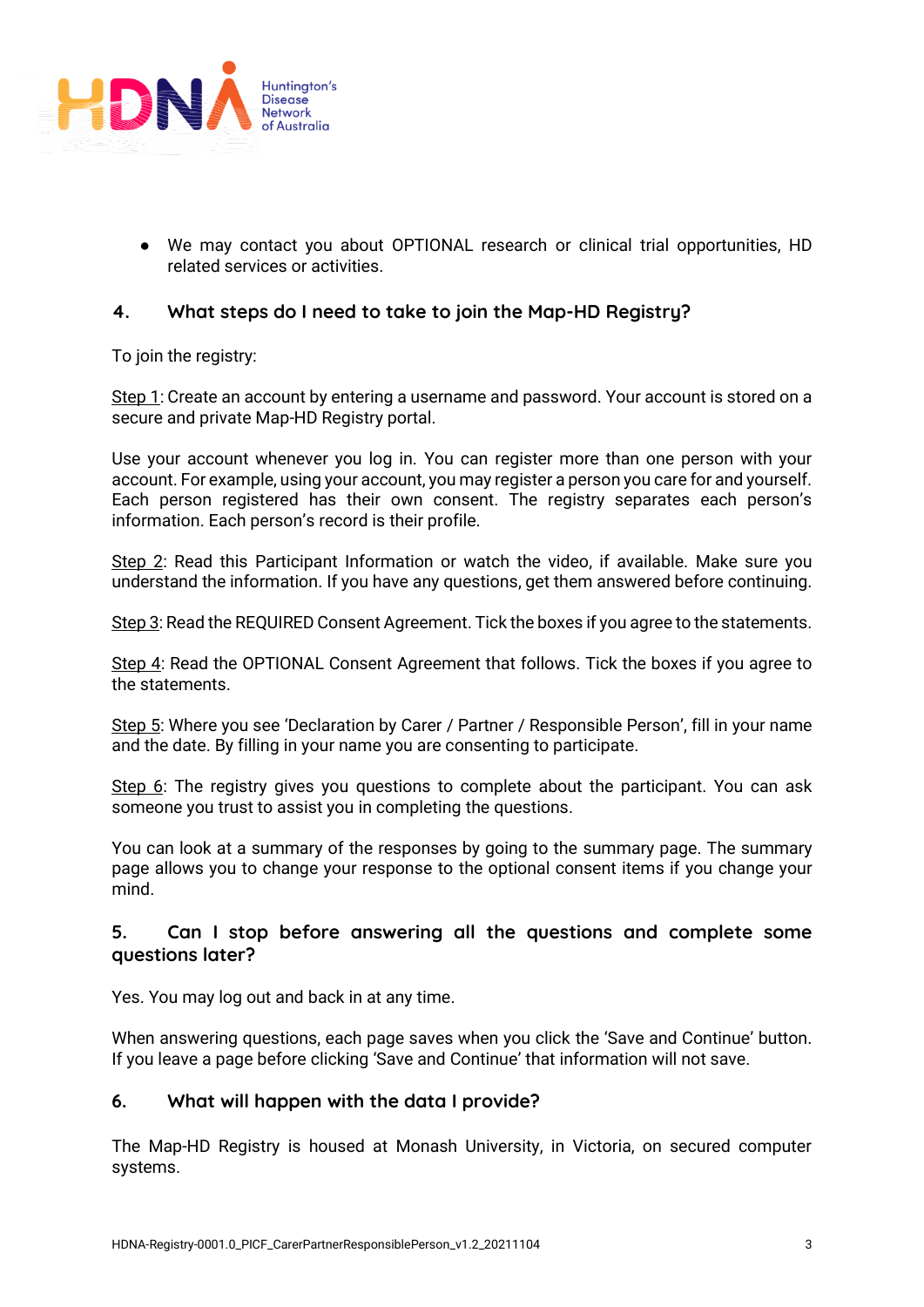- We may contact you about OPTIONAL research or clinical trial opportunities, HD related services or activities.

## 4. What steps do I need to take to join the Map-HD Registry?

To join the registry:

Step 1: Create an account by entering a username and password. Your account is stored on a secure and private Map-HD Registry portal.

Use your account whenever you log in. You can register more than one person with your account. For example, using your account, you may register a person you care for and yourself. Each person registered has their own consent. The registry separates each person's information. Each person's record is their profile.

Step 2: Read this Participant Information or watch the video, if available. Make sure you understand the information. If you have any questions, get them answered before continuing.

Step 3: Read the REQUIRED Consent Agreement. Tick the boxes if you agree to the statements.

Step 4: Read the OPTIONAL Consent Agreement that follows. Tick the boxes if you agree to the statements.

Step 5: Where you see 'Declaration by Carer / Partner / Responsible Person', fill in your name and the date. By filling in your name you are consenting to participate.

Step 6: The registry gives you questions to complete about the participant. You can ask someone you trust to assist you in completing the questions.

You can look at a summary of the responses by going to the summary page. The summary page allows you to change your response to the optional consent items if you change your mind.

## 5. Can I stop before answering all the questions and complete some questions later?

Yes. You may log out and back in at any time.

When answering questions, each page saves when you click the 'Save and Continue' button. If you leave a page before clicking 'Save and Continue' that information will not save.

## 6. What will happen with the data I provide?

The Map-HD Registry is housed at Monash University, in Victoria, on secured computer systems.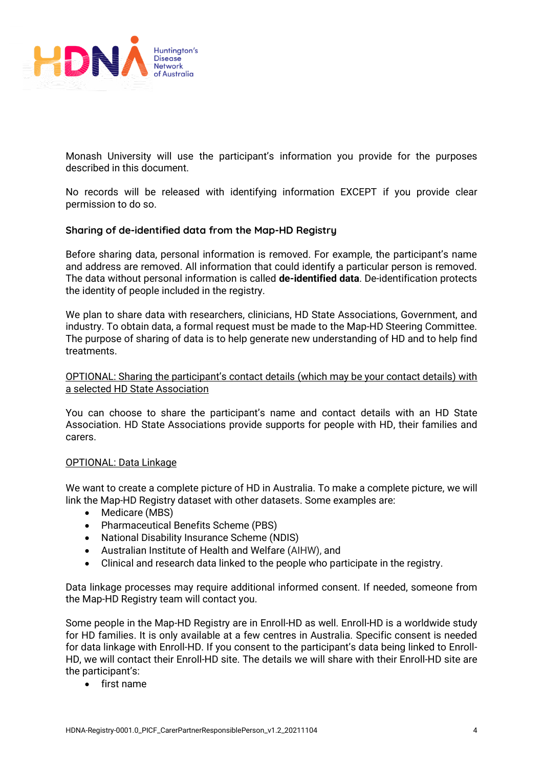Monash University will use the participant's information you provide for the purposes described in this document.

No records will be released with identifying information EXCEPT if you provide clear permission to do so.

### Sharing of de-identified data from the Map-HD Registry

Before sharing data, personal information is removed. For example, the participant's name and address are removed. All information that could identify a particular person is removed. The data without personal information is called **de-identified data**. De-identification protects the identity of people included in the registry.

We plan to share data with researchers, clinicians, HD State Associations, Government, and industry. To obtain data, a formal request must be made to the Map-HD Steering Committee. The purpose of sharing of data is to help generate new understanding of HD and to help find treatments.

<u>OPTIONAL: Sharing the participant's contact details (which may be your contact details) with a selected HD State Association</u>

You can choose to share the participant's name and contact details with an HD State Association. HD State Associations provide supports for people with HD, their families and carers.

<u>OPTIONAL: Data Linkage</u>

We want to create a complete picture of HD in Australia. To make a complete picture, we will link the Map-HD Registry dataset with other datasets. Some examples are:

- Medicare (MBS)
- Pharmaceutical Benefits Scheme (PBS)
- National Disability Insurance Scheme (NDIS)
- Australian Institute of Health and Welfare (AIHW), and
- Clinical and research data linked to the people who participate in the registry.

Data linkage processes may require additional informed consent. If needed, someone from the Map-HD Registry team will contact you.

Some people in the Map-HD Registry are in Enroll-HD as well. Enroll-HD is a worldwide study for HD families. It is only available at a few centres in Australia. Specific consent is needed for data linkage with Enroll-HD. If you consent to the participant's data being linked to Enroll-HD, we will contact their Enroll-HD site. The details we will share with their Enroll-HD site are the participant's:

- first name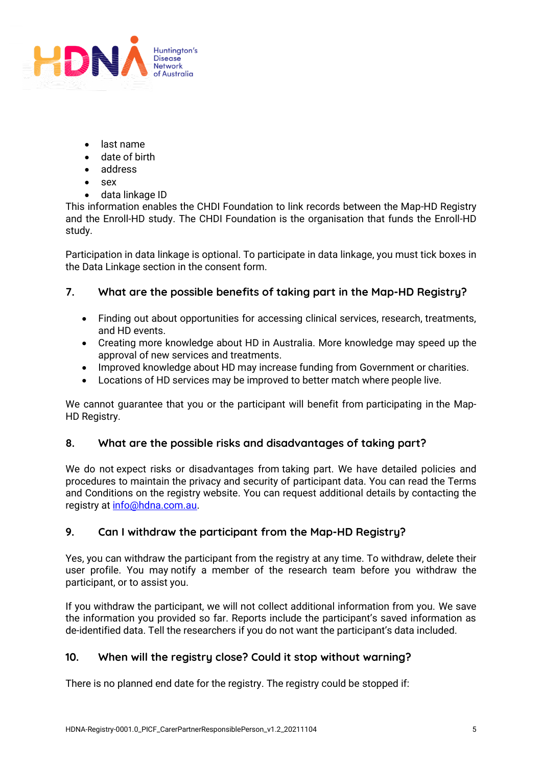- last name
- date of birth
- address
- sex
- data linkage ID

This information enables the CHDI Foundation to link records between the Map-HD Registry and the Enroll-HD study. The CHDI Foundation is the organisation that funds the Enroll-HD study.

Participation in data linkage is optional. To participate in data linkage, you must tick boxes in the Data Linkage section in the consent form.

## 7. What are the possible benefits of taking part in the Map-HD Registry?

- Finding out about opportunities for accessing clinical services, research, treatments, and HD events.
- Creating more knowledge about HD in Australia. More knowledge may speed up the approval of new services and treatments.
- Improved knowledge about HD may increase funding from Government or charities.
- Locations of HD services may be improved to better match where people live.

We cannot guarantee that you or the participant will benefit from participating in the Map-HD Registry.

## 8. What are the possible risks and disadvantages of taking part?

We do not expect risks or disadvantages from taking part. We have detailed policies and procedures to maintain the privacy and security of participant data. You can read the Terms and Conditions on the registry website. You can request additional details by contacting the registry at info@hdna.com.au.

## 9. Can I withdraw the participant from the Map-HD Registry?

Yes, you can withdraw the participant from the registry at any time. To withdraw, delete their user profile. You may notify a member of the research team before you withdraw the participant, or to assist you.

If you withdraw the participant, we will not collect additional information from you. We save the information you provided so far. Reports include the participant's saved information as de-identified data. Tell the researchers if you do not want the participant's data included.

## 10. When will the registry close? Could it stop without warning?

There is no planned end date for the registry. The registry could be stopped if: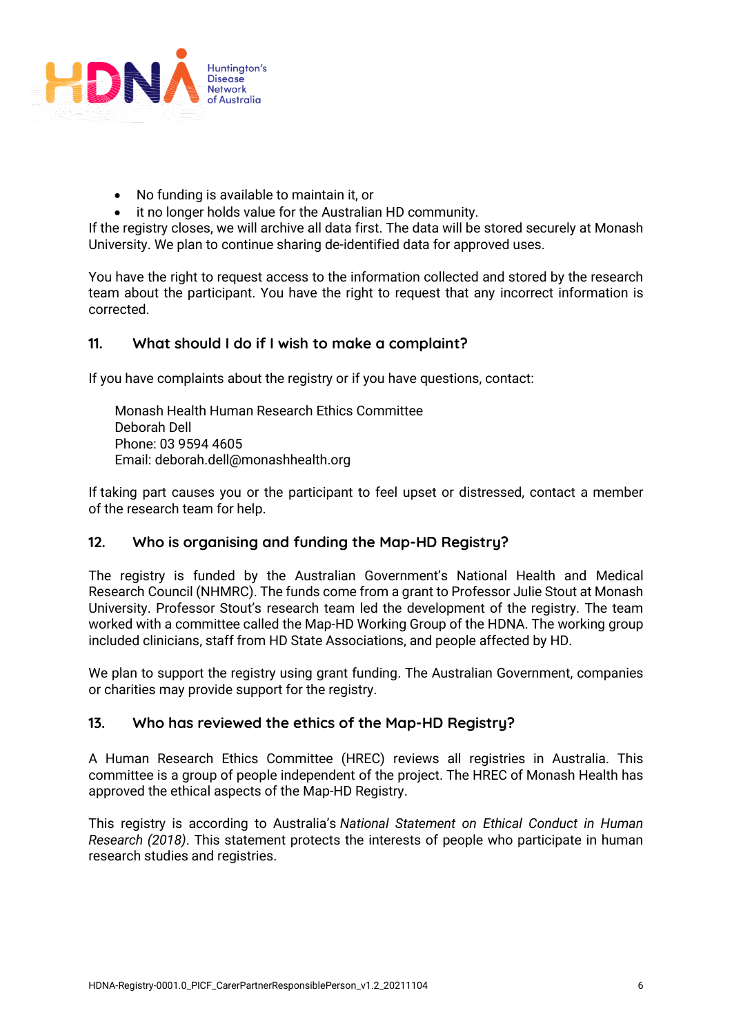- No funding is available to maintain it, or
- it no longer holds value for the Australian HD community.

If the registry closes, we will archive all data first. The data will be stored securely at Monash University. We plan to continue sharing de-identified data for approved uses.

You have the right to request access to the information collected and stored by the research team about the participant. You have the right to request that any incorrect information is corrected.

## 11. What should I do if I wish to make a complaint?

If you have complaints about the registry or if you have questions, contact:

Monash Health Human Research Ethics Committee
Deborah Dell
Phone: 03 9594 4605
Email: deborah.dell@monashhealth.org

If taking part causes you or the participant to feel upset or distressed, contact a member of the research team for help.

## 12. Who is organising and funding the Map-HD Registry?

The registry is funded by the Australian Government's National Health and Medical Research Council (NHMRC). The funds come from a grant to Professor Julie Stout at Monash University. Professor Stout's research team led the development of the registry. The team worked with a committee called the Map-HD Working Group of the HDNA. The working group included clinicians, staff from HD State Associations, and people affected by HD.

We plan to support the registry using grant funding. The Australian Government, companies or charities may provide support for the registry.

## 13. Who has reviewed the ethics of the Map-HD Registry?

A Human Research Ethics Committee (HREC) reviews all registries in Australia. This committee is a group of people independent of the project. The HREC of Monash Health has approved the ethical aspects of the Map-HD Registry.

This registry is according to Australia's *National Statement on Ethical Conduct in Human Research (2018)*. This statement protects the interests of people who participate in human research studies and registries.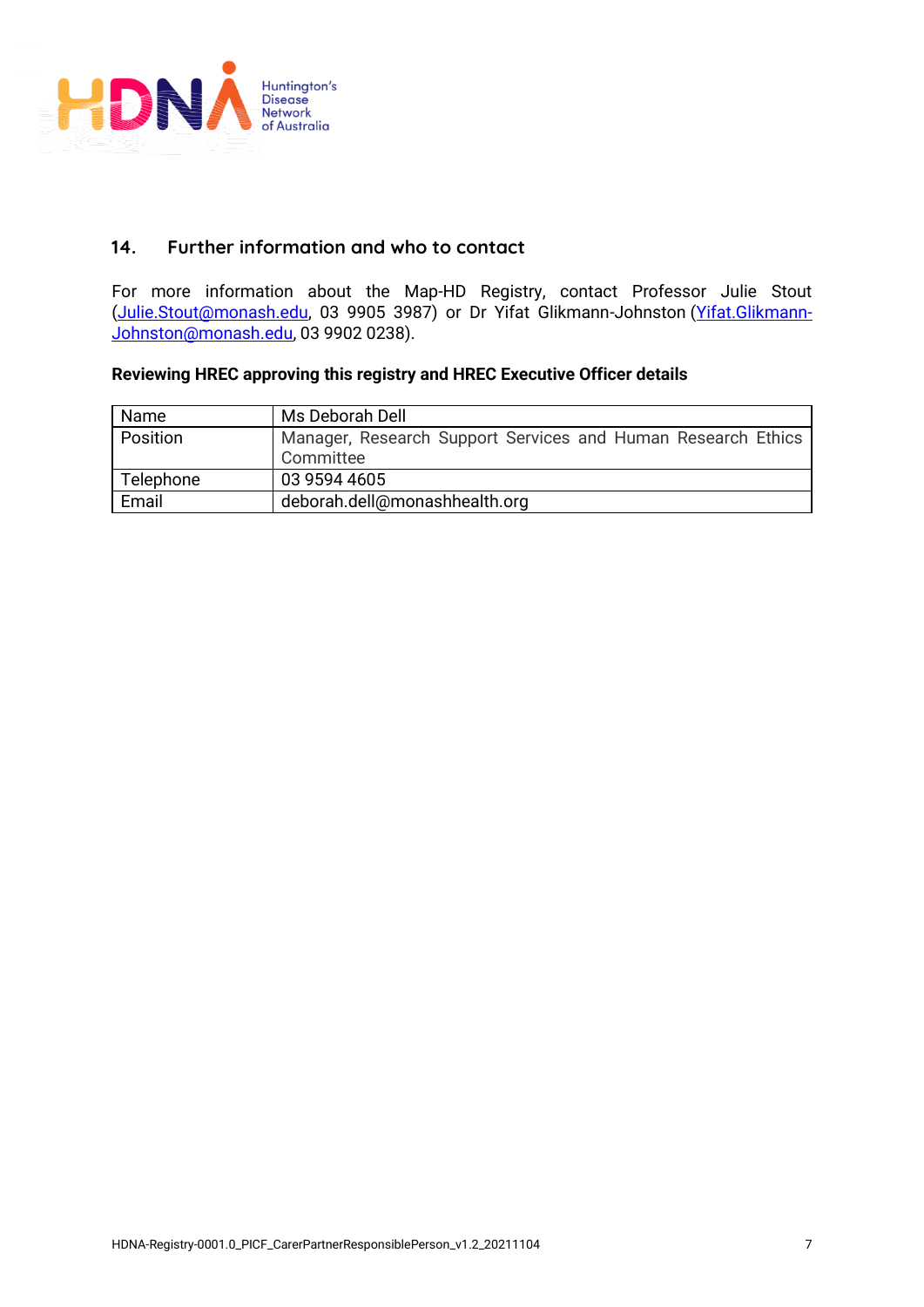## 14. Further information and who to contact

For more information about the Map-HD Registry, contact Professor Julie Stout (Julie.Stout@monash.edu, 03 9905 3987) or Dr Yifat Glikmann-Johnston (Yifat.Glikmann-Johnston@monash.edu, 03 9902 0238).

**Reviewing HREC approving this registry and HREC Executive Officer details**

| Name | Ms Deborah Dell |
|---|---|
| Position | Manager, Research Support Services and Human Research Ethics Committee |
| Telephone | 03 9594 4605 |
| Email | deborah.dell@monashhealth.org |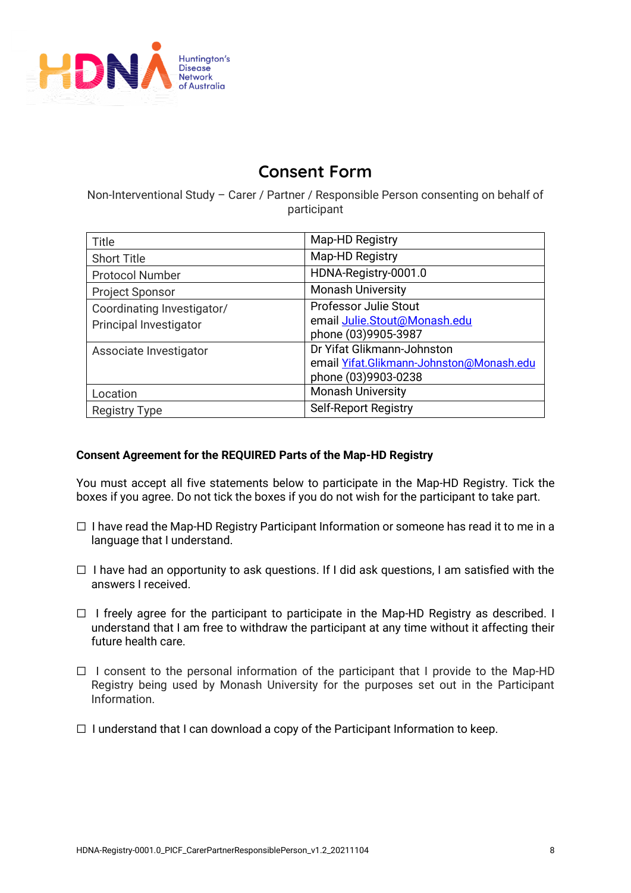# Consent Form

Non-Interventional Study – Carer / Partner / Responsible Person consenting on behalf of participant

| Title | Map-HD Registry |
|---|---|
| Short Title | Map-HD Registry |
| Protocol Number | HDNA-Registry-0001.0 |
| Project Sponsor | Monash University |
| Coordinating Investigator/ Principal Investigator | Professor Julie Stout<br>email Julie.Stout@Monash.edu<br>phone (03)9905-3987 |
| Associate Investigator | Dr Yifat Glikmann-Johnston<br>email Yifat.Glikmann-Johnston@Monash.edu<br>phone (03)9903-0238 |
| Location | Monash University |
| Registry Type | Self-Report Registry |

**Consent Agreement for the REQUIRED Parts of the Map-HD Registry**

You must accept all five statements below to participate in the Map-HD Registry. Tick the boxes if you agree. Do not tick the boxes if you do not wish for the participant to take part.

☐ I have read the Map-HD Registry Participant Information or someone has read it to me in a language that I understand.

☐ I have had an opportunity to ask questions. If I did ask questions, I am satisfied with the answers I received.

☐ I freely agree for the participant to participate in the Map-HD Registry as described. I understand that I am free to withdraw the participant at any time without it affecting their future health care.

☐ I consent to the personal information of the participant that I provide to the Map-HD Registry being used by Monash University for the purposes set out in the Participant Information.

☐ I understand that I can download a copy of the Participant Information to keep.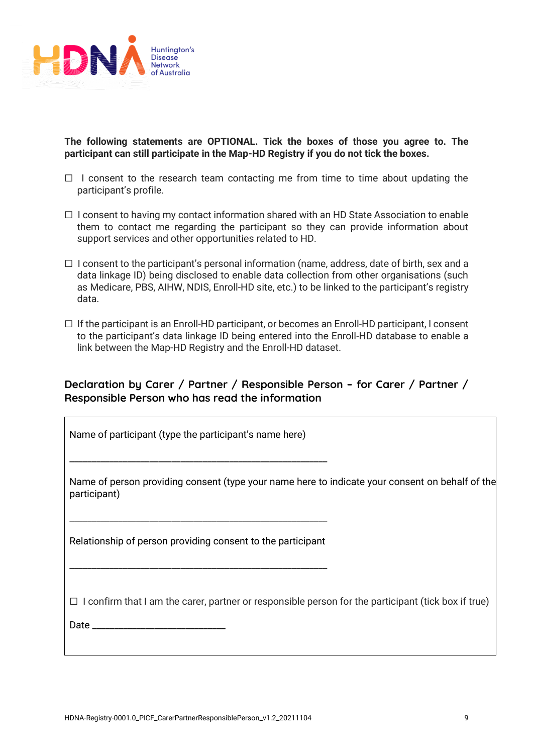**The following statements are OPTIONAL. Tick the boxes of those you agree to. The participant can still participate in the Map-HD Registry if you do not tick the boxes.**

☐ I consent to the research team contacting me from time to time about updating the participant's profile.

☐ I consent to having my contact information shared with an HD State Association to enable them to contact me regarding the participant so they can provide information about support services and other opportunities related to HD.

☐ I consent to the participant's personal information (name, address, date of birth, sex and a data linkage ID) being disclosed to enable data collection from other organisations (such as Medicare, PBS, AIHW, NDIS, Enroll-HD site, etc.) to be linked to the participant's registry data.

☐ If the participant is an Enroll-HD participant, or becomes an Enroll-HD participant, I consent to the participant's data linkage ID being entered into the Enroll-HD database to enable a link between the Map-HD Registry and the Enroll-HD dataset.

## Declaration by Carer / Partner / Responsible Person – for Carer / Partner / Responsible Person who has read the information

Name of participant (type the participant's name here)

\_\_\_\_\_\_\_\_\_\_\_\_\_\_\_\_\_\_\_\_\_\_\_\_\_\_\_\_\_\_\_\_\_\_\_\_\_\_\_\_\_\_\_\_\_\_\_\_

Name of person providing consent (type your name here to indicate your consent on behalf of the participant)

\_\_\_\_\_\_\_\_\_\_\_\_\_\_\_\_\_\_\_\_\_\_\_\_\_\_\_\_\_\_\_\_\_\_\_\_\_\_\_\_\_\_\_\_\_\_\_\_

Relationship of person providing consent to the participant

\_\_\_\_\_\_\_\_\_\_\_\_\_\_\_\_\_\_\_\_\_\_\_\_\_\_\_\_\_\_\_\_\_\_\_\_\_\_\_\_\_\_\_\_\_\_\_\_

☐ I confirm that I am the carer, partner or responsible person for the participant (tick box if true)

Date \_\_\_\_\_\_\_\_\_\_\_\_\_\_\_\_\_\_\_\_\_\_\_\_\_\_\_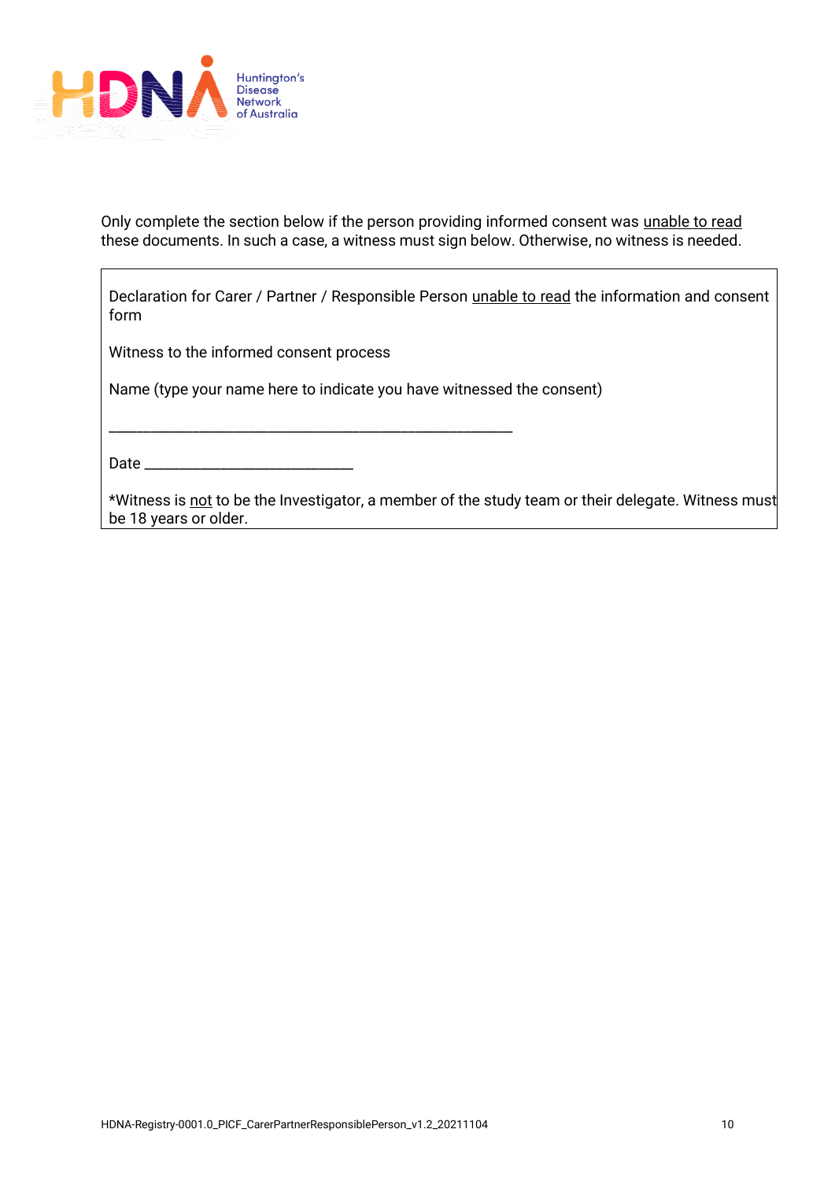Only complete the section below if the person providing informed consent was unable to read these documents. In such a case, a witness must sign below. Otherwise, no witness is needed.

Declaration for Carer / Partner / Responsible Person unable to read the information and consent form

Witness to the informed consent process

Name (type your name here to indicate you have witnessed the consent)

_______________________________________________

Date ________________________

*Witness is not to be the Investigator, a member of the study team or their delegate. Witness must be 18 years or older.